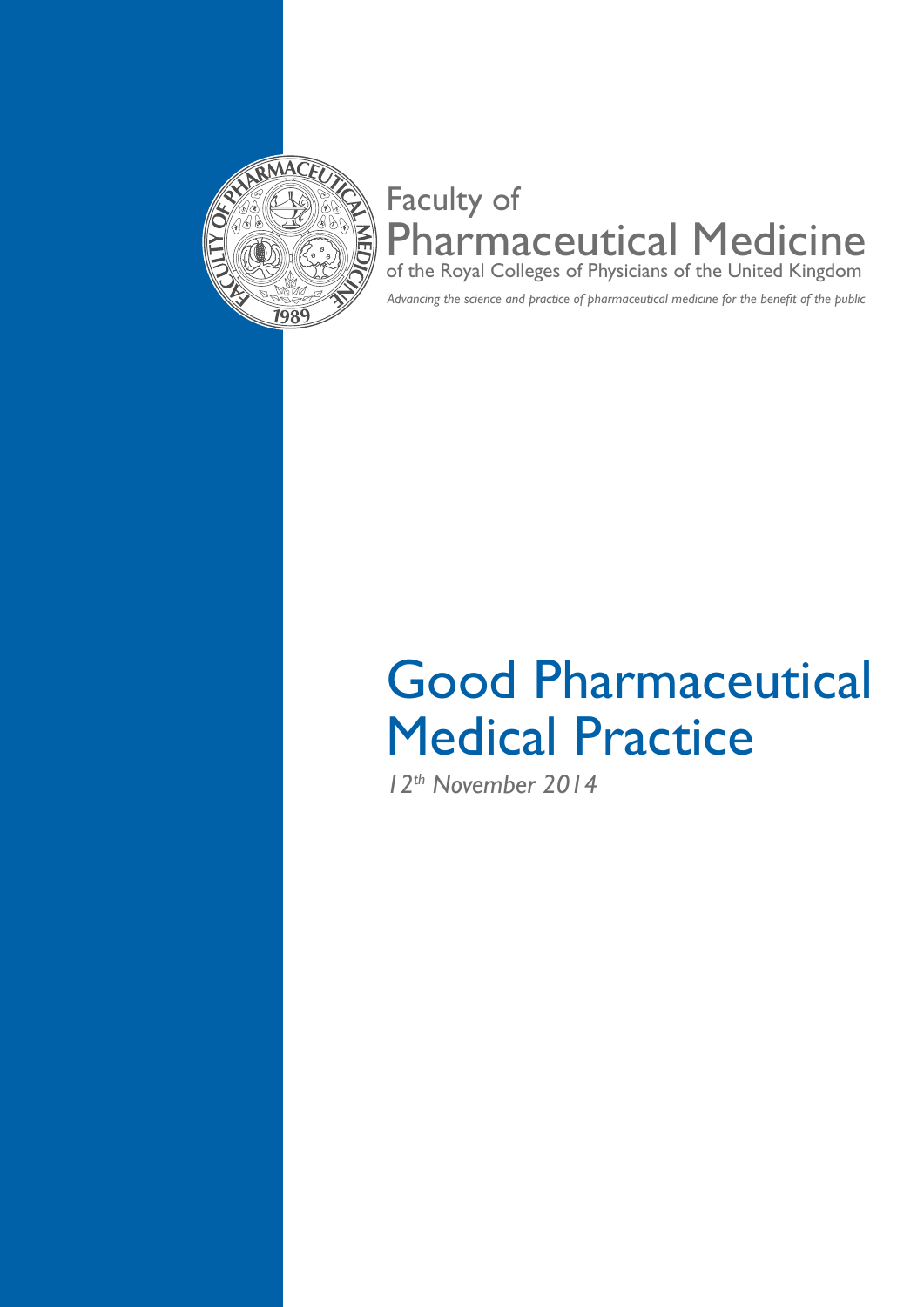Faculty of
Pharmaceutical Medicine
of the Royal Colleges of Physicians of the United Kingdom

*Advancing the science and practice of pharmaceutical medicine for the benefit of the public*

# Good Pharmaceutical Medical Practice

*12th November 2014*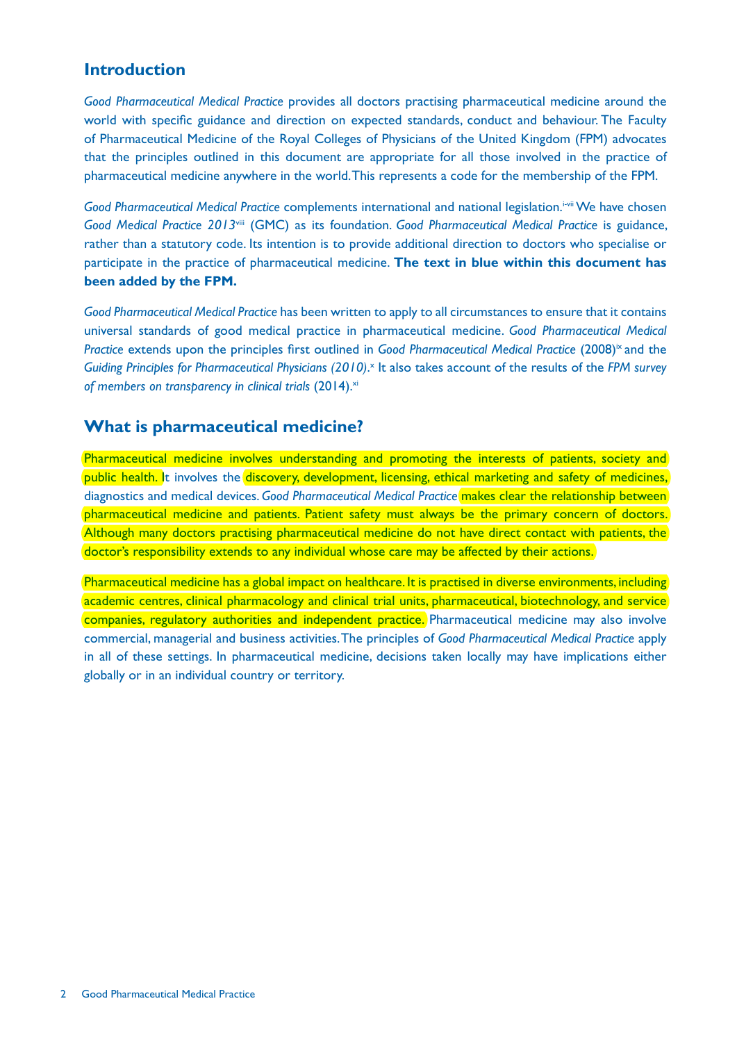## Introduction

*Good Pharmaceutical Medical Practice* provides all doctors practising pharmaceutical medicine around the world with specific guidance and direction on expected standards, conduct and behaviour. The Faculty of Pharmaceutical Medicine of the Royal Colleges of Physicians of the United Kingdom (FPM) advocates that the principles outlined in this document are appropriate for all those involved in the practice of pharmaceutical medicine anywhere in the world. This represents a code for the membership of the FPM.

*Good Pharmaceutical Medical Practice* complements international and national legislation.[i-vii] We have chosen *Good Medical Practice 2013*[viii] (GMC) as its foundation. *Good Pharmaceutical Medical Practice* is guidance, rather than a statutory code. Its intention is to provide additional direction to doctors who specialise or participate in the practice of pharmaceutical medicine. **The text in blue within this document has been added by the FPM.**

*Good Pharmaceutical Medical Practice* has been written to apply to all circumstances to ensure that it contains universal standards of good medical practice in pharmaceutical medicine. *Good Pharmaceutical Medical Practice* extends upon the principles first outlined in *Good Pharmaceutical Medical Practice* (2008)[ix] and the *Guiding Principles for Pharmaceutical Physicians (2010)*.[x] It also takes account of the results of the *FPM survey of members on transparency in clinical trials* (2014).[xi]

## What is pharmaceutical medicine?

Pharmaceutical medicine involves understanding and promoting the interests of patients, society and public health. It involves the discovery, development, licensing, ethical marketing and safety of medicines, diagnostics and medical devices. *Good Pharmaceutical Medical Practice* makes clear the relationship between pharmaceutical medicine and patients. Patient safety must always be the primary concern of doctors. Although many doctors practising pharmaceutical medicine do not have direct contact with patients, the doctor's responsibility extends to any individual whose care may be affected by their actions.

Pharmaceutical medicine has a global impact on healthcare. It is practised in diverse environments, including academic centres, clinical pharmacology and clinical trial units, pharmaceutical, biotechnology, and service companies, regulatory authorities and independent practice. Pharmaceutical medicine may also involve commercial, managerial and business activities. The principles of *Good Pharmaceutical Medical Practice* apply in all of these settings. In pharmaceutical medicine, decisions taken locally may have implications either globally or in an individual country or territory.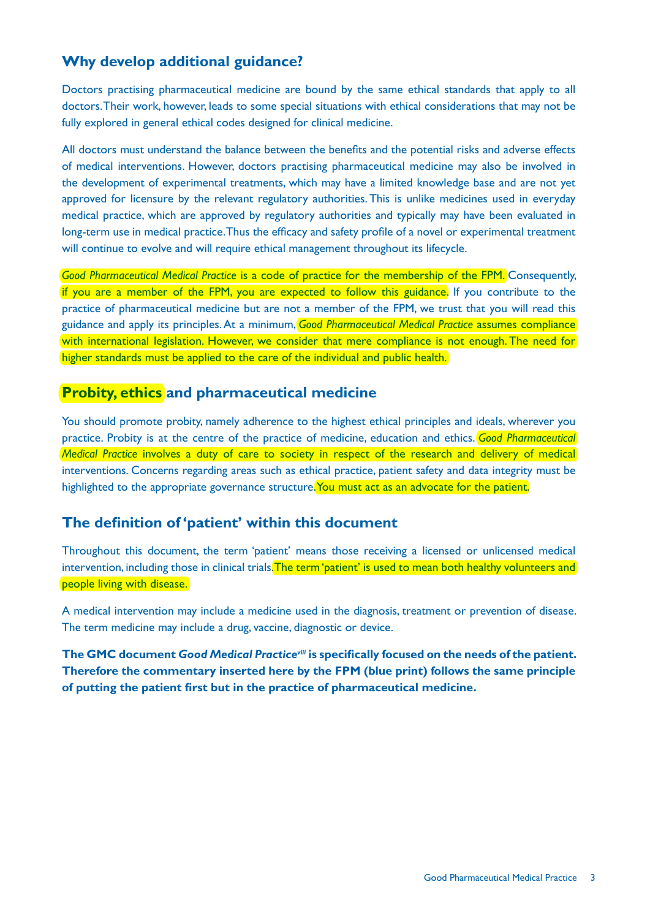## Why develop additional guidance?

Doctors practising pharmaceutical medicine are bound by the same ethical standards that apply to all doctors. Their work, however, leads to some special situations with ethical considerations that may not be fully explored in general ethical codes designed for clinical medicine.

All doctors must understand the balance between the benefits and the potential risks and adverse effects of medical interventions. However, doctors practising pharmaceutical medicine may also be involved in the development of experimental treatments, which may have a limited knowledge base and are not yet approved for licensure by the relevant regulatory authorities. This is unlike medicines used in everyday medical practice, which are approved by regulatory authorities and typically may have been evaluated in long-term use in medical practice. Thus the efficacy and safety profile of a novel or experimental treatment will continue to evolve and will require ethical management throughout its lifecycle.

*Good Pharmaceutical Medical Practice* is a code of practice for the membership of the FPM. Consequently, if you are a member of the FPM, you are expected to follow this guidance. If you contribute to the practice of pharmaceutical medicine but are not a member of the FPM, we trust that you will read this guidance and apply its principles. At a minimum, *Good Pharmaceutical Medical Practice* assumes compliance with international legislation. However, we consider that mere compliance is not enough. The need for higher standards must be applied to the care of the individual and public health.

## Probity, ethics and pharmaceutical medicine

You should promote probity, namely adherence to the highest ethical principles and ideals, wherever you practice. Probity is at the centre of the practice of medicine, education and ethics. *Good Pharmaceutical Medical Practice* involves a duty of care to society in respect of the research and delivery of medical interventions. Concerns regarding areas such as ethical practice, patient safety and data integrity must be highlighted to the appropriate governance structure. You must act as an advocate for the patient.

## The definition of 'patient' within this document

Throughout this document, the term 'patient' means those receiving a licensed or unlicensed medical intervention, including those in clinical trials. The term 'patient' is used to mean both healthy volunteers and people living with disease.

A medical intervention may include a medicine used in the diagnosis, treatment or prevention of disease. The term medicine may include a drug, vaccine, diagnostic or device.

**The GMC document *Good Medical Practice*[viii] is specifically focused on the needs of the patient. Therefore the commentary inserted here by the FPM (blue print) follows the same principle of putting the patient first but in the practice of pharmaceutical medicine.**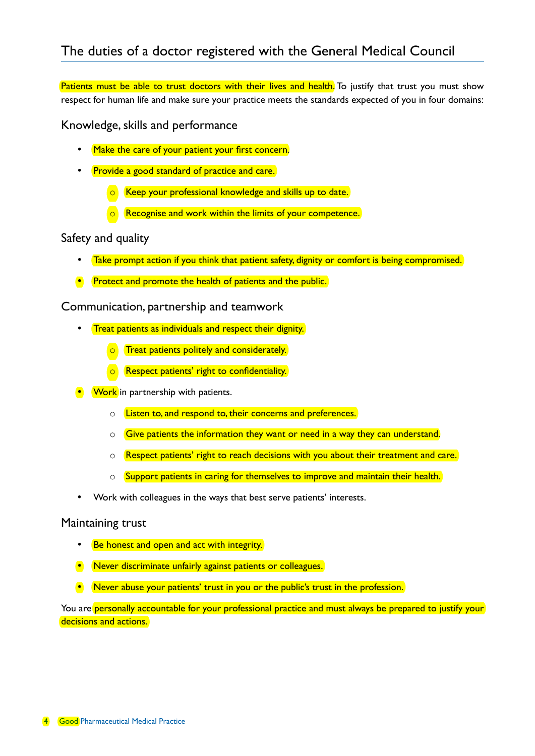# The duties of a doctor registered with the General Medical Council

Patients must be able to trust doctors with their lives and health. To justify that trust you must show respect for human life and make sure your practice meets the standards expected of you in four domains:

## Knowledge, skills and performance

- Make the care of your patient your first concern.
- Provide a good standard of practice and care.
  - Keep your professional knowledge and skills up to date.
  - Recognise and work within the limits of your competence.

## Safety and quality

- Take prompt action if you think that patient safety, dignity or comfort is being compromised.
- Protect and promote the health of patients and the public.

## Communication, partnership and teamwork

- Treat patients as individuals and respect their dignity.
  - Treat patients politely and considerately.
  - Respect patients' right to confidentiality.
- Work in partnership with patients.
  - Listen to, and respond to, their concerns and preferences.
  - Give patients the information they want or need in a way they can understand.
  - Respect patients' right to reach decisions with you about their treatment and care.
  - Support patients in caring for themselves to improve and maintain their health.
- Work with colleagues in the ways that best serve patients' interests.

## Maintaining trust

- Be honest and open and act with integrity.
- Never discriminate unfairly against patients or colleagues.
- Never abuse your patients' trust in you or the public's trust in the profession.

You are personally accountable for your professional practice and must always be prepared to justify your decisions and actions.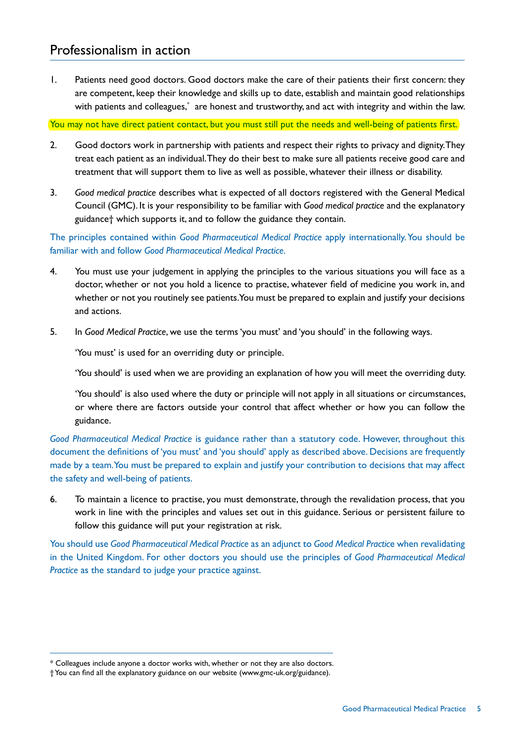## Professionalism in action

1. Patients need good doctors. Good doctors make the care of their patients their first concern: they are competent, keep their knowledge and skills up to date, establish and maintain good relationships with patients and colleagues,* are honest and trustworthy, and act with integrity and within the law.

You may not have direct patient contact, but you must still put the needs and well-being of patients first.

2. Good doctors work in partnership with patients and respect their rights to privacy and dignity. They treat each patient as an individual. They do their best to make sure all patients receive good care and treatment that will support them to live as well as possible, whatever their illness or disability.

3. *Good medical practice* describes what is expected of all doctors registered with the General Medical Council (GMC). It is your responsibility to be familiar with *Good medical practice* and the explanatory guidance† which supports it, and to follow the guidance they contain.

The principles contained within *Good Pharmaceutical Medical Practice* apply internationally. You should be familiar with and follow *Good Pharmaceutical Medical Practice*.

4. You must use your judgement in applying the principles to the various situations you will face as a doctor, whether or not you hold a licence to practise, whatever field of medicine you work in, and whether or not you routinely see patients. You must be prepared to explain and justify your decisions and actions.

5. In *Good Medical Practice*, we use the terms 'you must' and 'you should' in the following ways.

   'You must' is used for an overriding duty or principle.

   'You should' is used when we are providing an explanation of how you will meet the overriding duty.

   'You should' is also used where the duty or principle will not apply in all situations or circumstances, or where there are factors outside your control that affect whether or how you can follow the guidance.

*Good Pharmaceutical Medical Practice* is guidance rather than a statutory code. However, throughout this document the definitions of 'you must' and 'you should' apply as described above. Decisions are frequently made by a team. You must be prepared to explain and justify your contribution to decisions that may affect the safety and well-being of patients.

6. To maintain a licence to practise, you must demonstrate, through the revalidation process, that you work in line with the principles and values set out in this guidance. Serious or persistent failure to follow this guidance will put your registration at risk.

You should use *Good Pharmaceutical Medical Practice* as an adjunct to *Good Medical Practice* when revalidating in the United Kingdom. For other doctors you should use the principles of *Good Pharmaceutical Medical Practice* as the standard to judge your practice against.

---

* Colleagues include anyone a doctor works with, whether or not they are also doctors.

† You can find all the explanatory guidance on our website (www.gmc-uk.org/guidance).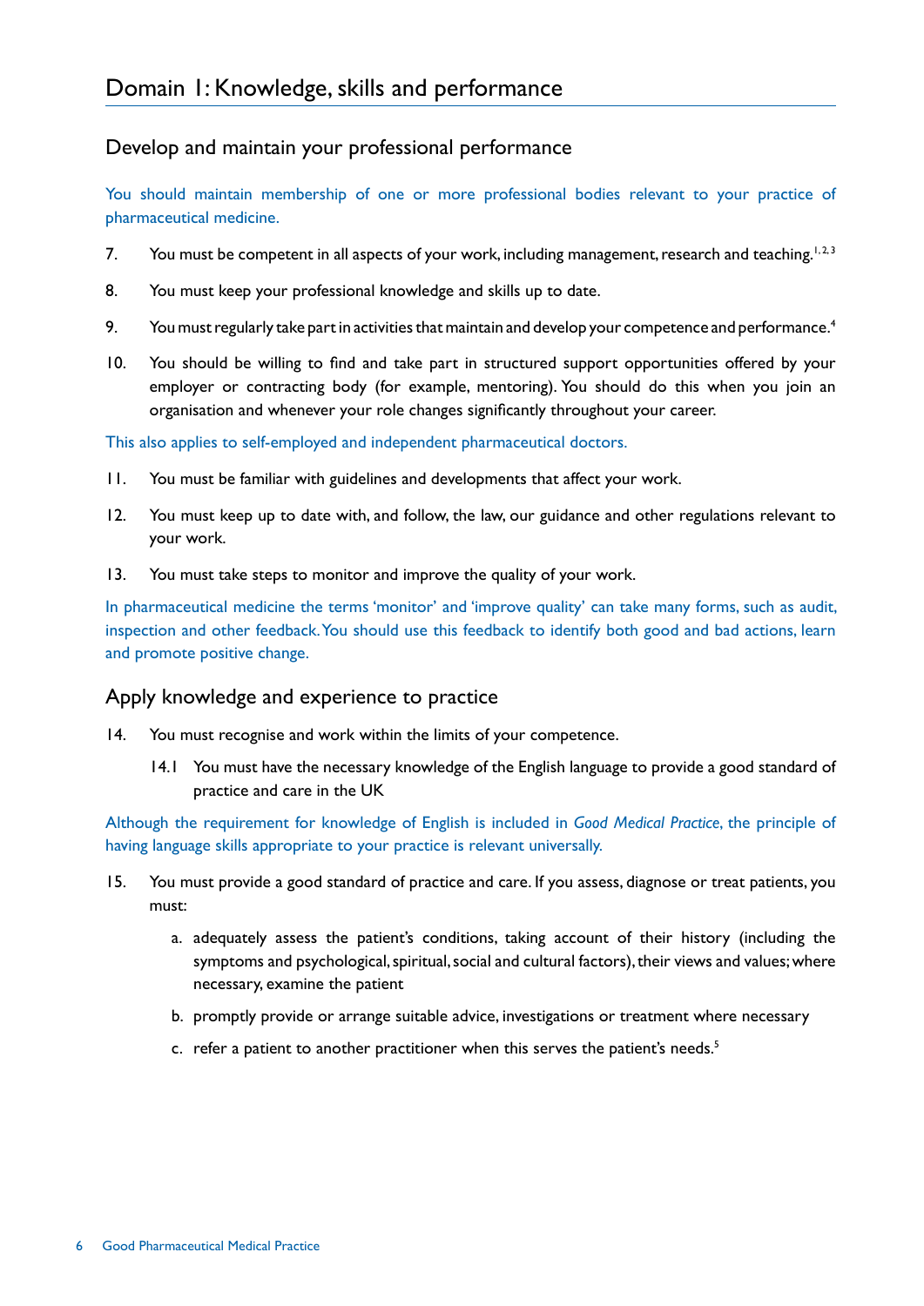# Domain 1: Knowledge, skills and performance

## Develop and maintain your professional performance

You should maintain membership of one or more professional bodies relevant to your practice of pharmaceutical medicine.

7. You must be competent in all aspects of your work, including management, research and teaching.[1, 2, 3]

8. You must keep your professional knowledge and skills up to date.

9. You must regularly take part in activities that maintain and develop your competence and performance.[4]

10. You should be willing to find and take part in structured support opportunities offered by your employer or contracting body (for example, mentoring). You should do this when you join an organisation and whenever your role changes significantly throughout your career.

This also applies to self-employed and independent pharmaceutical doctors.

11. You must be familiar with guidelines and developments that affect your work.

12. You must keep up to date with, and follow, the law, our guidance and other regulations relevant to your work.

13. You must take steps to monitor and improve the quality of your work.

In pharmaceutical medicine the terms 'monitor' and 'improve quality' can take many forms, such as audit, inspection and other feedback. You should use this feedback to identify both good and bad actions, learn and promote positive change.

## Apply knowledge and experience to practice

14. You must recognise and work within the limits of your competence.

    14.1 You must have the necessary knowledge of the English language to provide a good standard of practice and care in the UK

Although the requirement for knowledge of English is included in *Good Medical Practice*, the principle of having language skills appropriate to your practice is relevant universally.

15. You must provide a good standard of practice and care. If you assess, diagnose or treat patients, you must:

    a. adequately assess the patient's conditions, taking account of their history (including the symptoms and psychological, spiritual, social and cultural factors), their views and values; where necessary, examine the patient

    b. promptly provide or arrange suitable advice, investigations or treatment where necessary

    c. refer a patient to another practitioner when this serves the patient's needs.[5]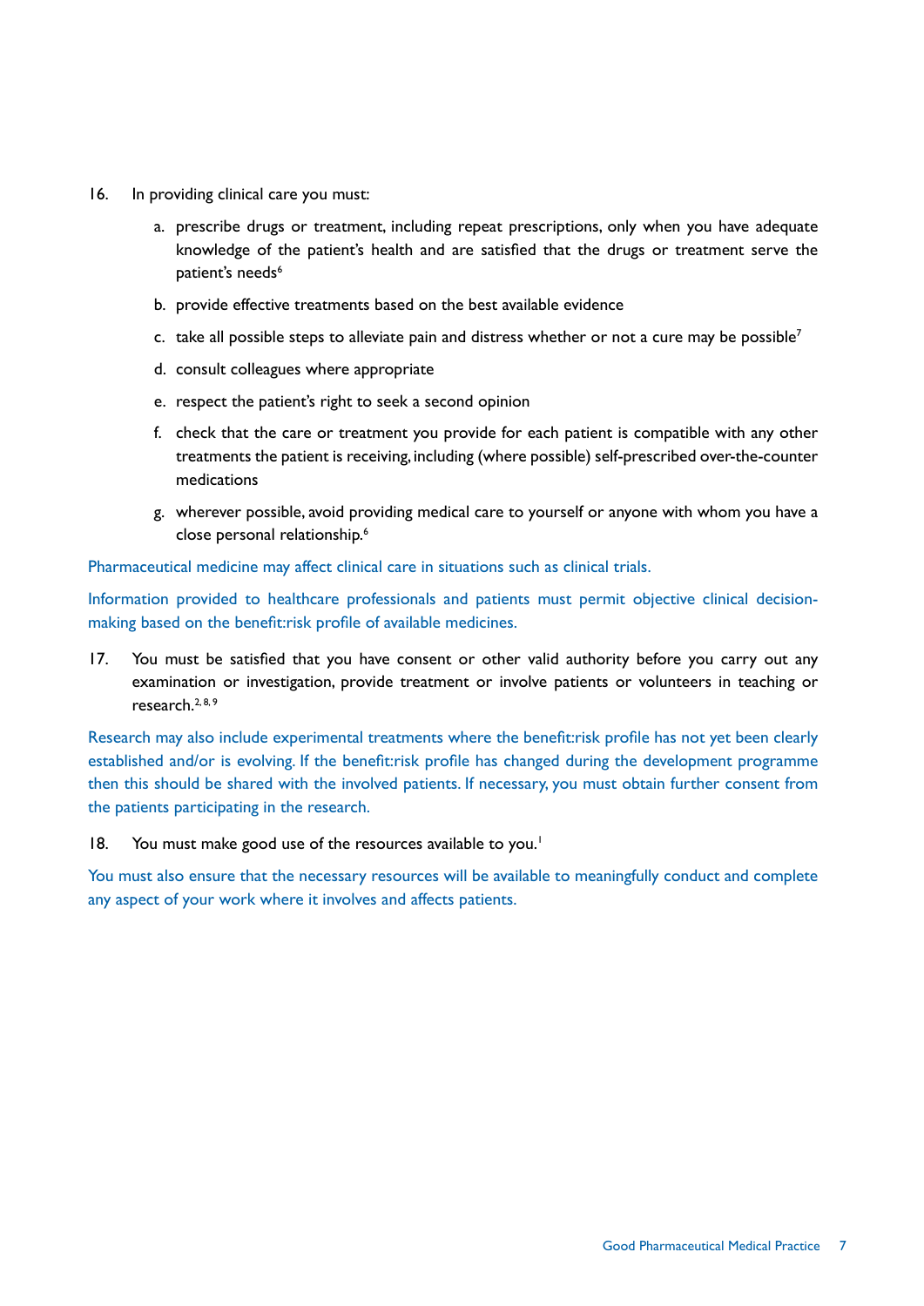16. In providing clinical care you must:

    a. prescribe drugs or treatment, including repeat prescriptions, only when you have adequate knowledge of the patient's health and are satisfied that the drugs or treatment serve the patient's needs[6]

    b. provide effective treatments based on the best available evidence

    c. take all possible steps to alleviate pain and distress whether or not a cure may be possible[7]

    d. consult colleagues where appropriate

    e. respect the patient's right to seek a second opinion

    f. check that the care or treatment you provide for each patient is compatible with any other treatments the patient is receiving, including (where possible) self-prescribed over-the-counter medications

    g. wherever possible, avoid providing medical care to yourself or anyone with whom you have a close personal relationship.[6]

Pharmaceutical medicine may affect clinical care in situations such as clinical trials.

Information provided to healthcare professionals and patients must permit objective clinical decision-making based on the benefit:risk profile of available medicines.

17. You must be satisfied that you have consent or other valid authority before you carry out any examination or investigation, provide treatment or involve patients or volunteers in teaching or research.[2, 8, 9]

Research may also include experimental treatments where the benefit:risk profile has not yet been clearly established and/or is evolving. If the benefit:risk profile has changed during the development programme then this should be shared with the involved patients. If necessary, you must obtain further consent from the patients participating in the research.

18. You must make good use of the resources available to you.[1]

You must also ensure that the necessary resources will be available to meaningfully conduct and complete any aspect of your work where it involves and affects patients.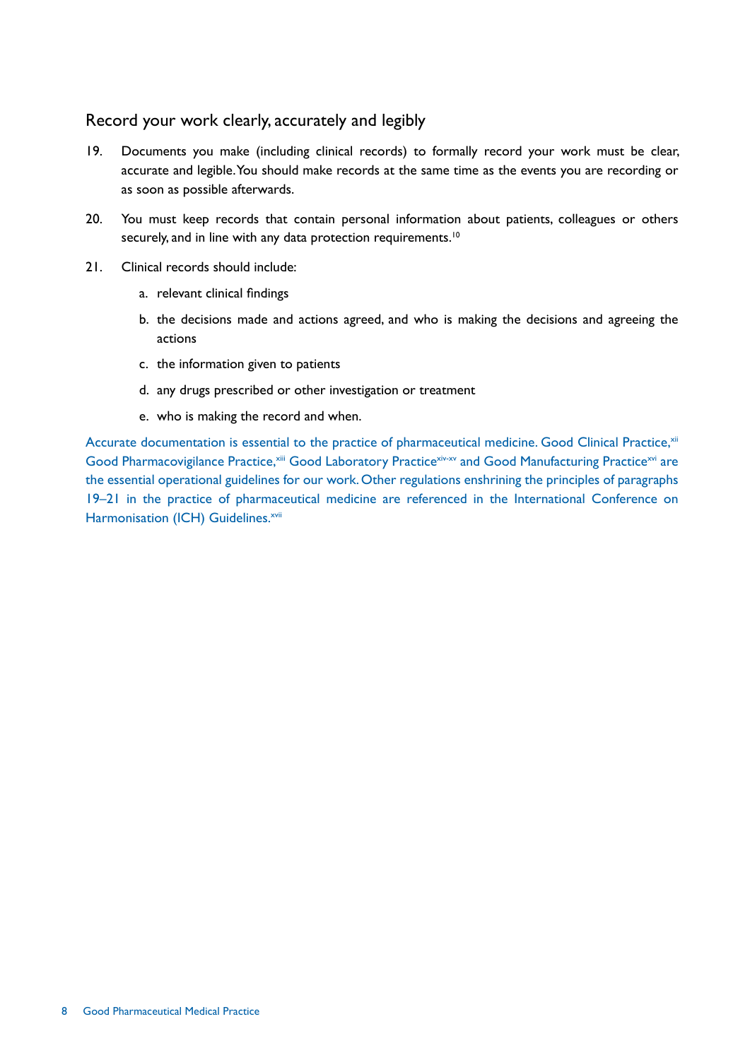## Record your work clearly, accurately and legibly

19. Documents you make (including clinical records) to formally record your work must be clear, accurate and legible. You should make records at the same time as the events you are recording or as soon as possible afterwards.

20. You must keep records that contain personal information about patients, colleagues or others securely, and in line with any data protection requirements.[10]

21. Clinical records should include:

    a. relevant clinical findings

    b. the decisions made and actions agreed, and who is making the decisions and agreeing the actions

    c. the information given to patients

    d. any drugs prescribed or other investigation or treatment

    e. who is making the record and when.

Accurate documentation is essential to the practice of pharmaceutical medicine. Good Clinical Practice,[xii] Good Pharmacovigilance Practice,[xiii] Good Laboratory Practice[xiv-xv] and Good Manufacturing Practice[xvi] are the essential operational guidelines for our work. Other regulations enshrining the principles of paragraphs 19–21 in the practice of pharmaceutical medicine are referenced in the International Conference on Harmonisation (ICH) Guidelines.[xvii]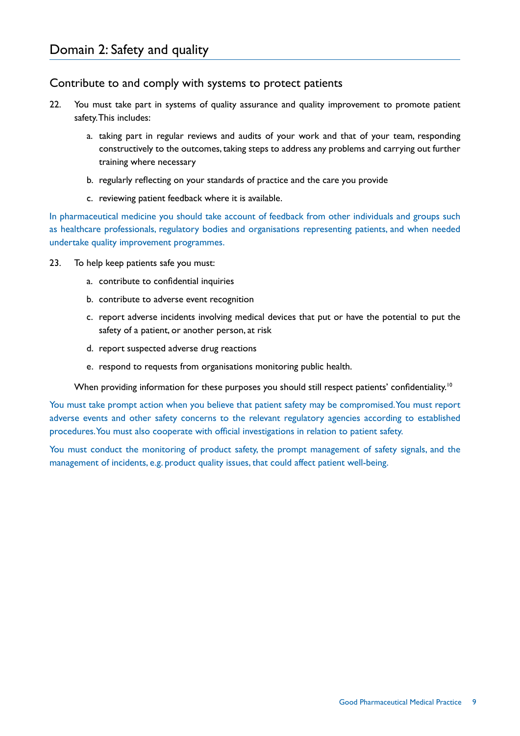# Domain 2: Safety and quality

## Contribute to and comply with systems to protect patients

22. You must take part in systems of quality assurance and quality improvement to promote patient safety. This includes:

    a. taking part in regular reviews and audits of your work and that of your team, responding constructively to the outcomes, taking steps to address any problems and carrying out further training where necessary

    b. regularly reflecting on your standards of practice and the care you provide

    c. reviewing patient feedback where it is available.

In pharmaceutical medicine you should take account of feedback from other individuals and groups such as healthcare professionals, regulatory bodies and organisations representing patients, and when needed undertake quality improvement programmes.

23. To help keep patients safe you must:

    a. contribute to confidential inquiries

    b. contribute to adverse event recognition

    c. report adverse incidents involving medical devices that put or have the potential to put the safety of a patient, or another person, at risk

    d. report suspected adverse drug reactions

    e. respond to requests from organisations monitoring public health.

    When providing information for these purposes you should still respect patients' confidentiality.[10]

You must take prompt action when you believe that patient safety may be compromised. You must report adverse events and other safety concerns to the relevant regulatory agencies according to established procedures. You must also cooperate with official investigations in relation to patient safety.

You must conduct the monitoring of product safety, the prompt management of safety signals, and the management of incidents, e.g. product quality issues, that could affect patient well-being.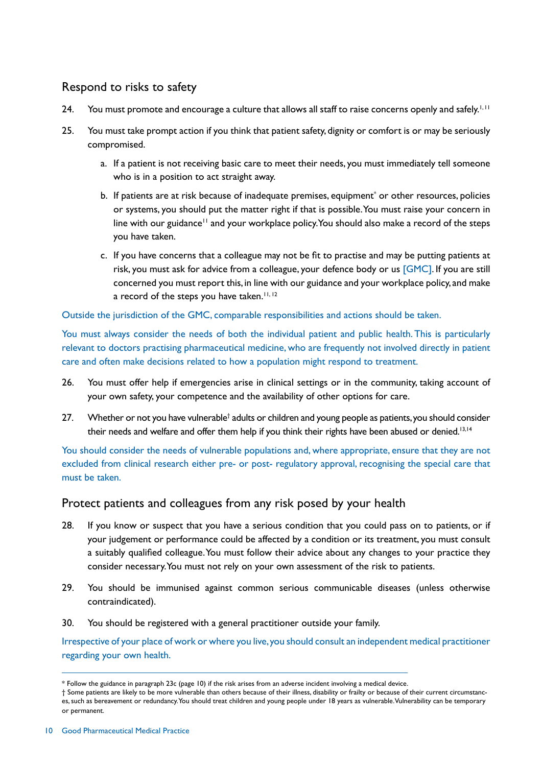## Respond to risks to safety

24. You must promote and encourage a culture that allows all staff to raise concerns openly and safely.[1, 11]

25. You must take prompt action if you think that patient safety, dignity or comfort is or may be seriously compromised.

    a. If a patient is not receiving basic care to meet their needs, you must immediately tell someone who is in a position to act straight away.

    b. If patients are at risk because of inadequate premises, equipment* or other resources, policies or systems, you should put the matter right if that is possible. You must raise your concern in line with our guidance[11] and your workplace policy. You should also make a record of the steps you have taken.

    c. If you have concerns that a colleague may not be fit to practise and may be putting patients at risk, you must ask for advice from a colleague, your defence body or us [GMC]. If you are still concerned you must report this, in line with our guidance and your workplace policy, and make a record of the steps you have taken.[11, 12]

Outside the jurisdiction of the GMC, comparable responsibilities and actions should be taken.

You must always consider the needs of both the individual patient and public health. This is particularly relevant to doctors practising pharmaceutical medicine, who are frequently not involved directly in patient care and often make decisions related to how a population might respond to treatment.

26. You must offer help if emergencies arise in clinical settings or in the community, taking account of your own safety, your competence and the availability of other options for care.

27. Whether or not you have vulnerable† adults or children and young people as patients, you should consider their needs and welfare and offer them help if you think their rights have been abused or denied.[13,14]

You should consider the needs of vulnerable populations and, where appropriate, ensure that they are not excluded from clinical research either pre- or post- regulatory approval, recognising the special care that must be taken.

## Protect patients and colleagues from any risk posed by your health

28. If you know or suspect that you have a serious condition that you could pass on to patients, or if your judgement or performance could be affected by a condition or its treatment, you must consult a suitably qualified colleague. You must follow their advice about any changes to your practice they consider necessary. You must not rely on your own assessment of the risk to patients.

29. You should be immunised against common serious communicable diseases (unless otherwise contraindicated).

30. You should be registered with a general practitioner outside your family.

Irrespective of your place of work or where you live, you should consult an independent medical practitioner regarding your own health.

---

* Follow the guidance in paragraph 23c (page 10) if the risk arises from an adverse incident involving a medical device.

† Some patients are likely to be more vulnerable than others because of their illness, disability or frailty or because of their current circumstances, such as bereavement or redundancy. You should treat children and young people under 18 years as vulnerable. Vulnerability can be temporary or permanent.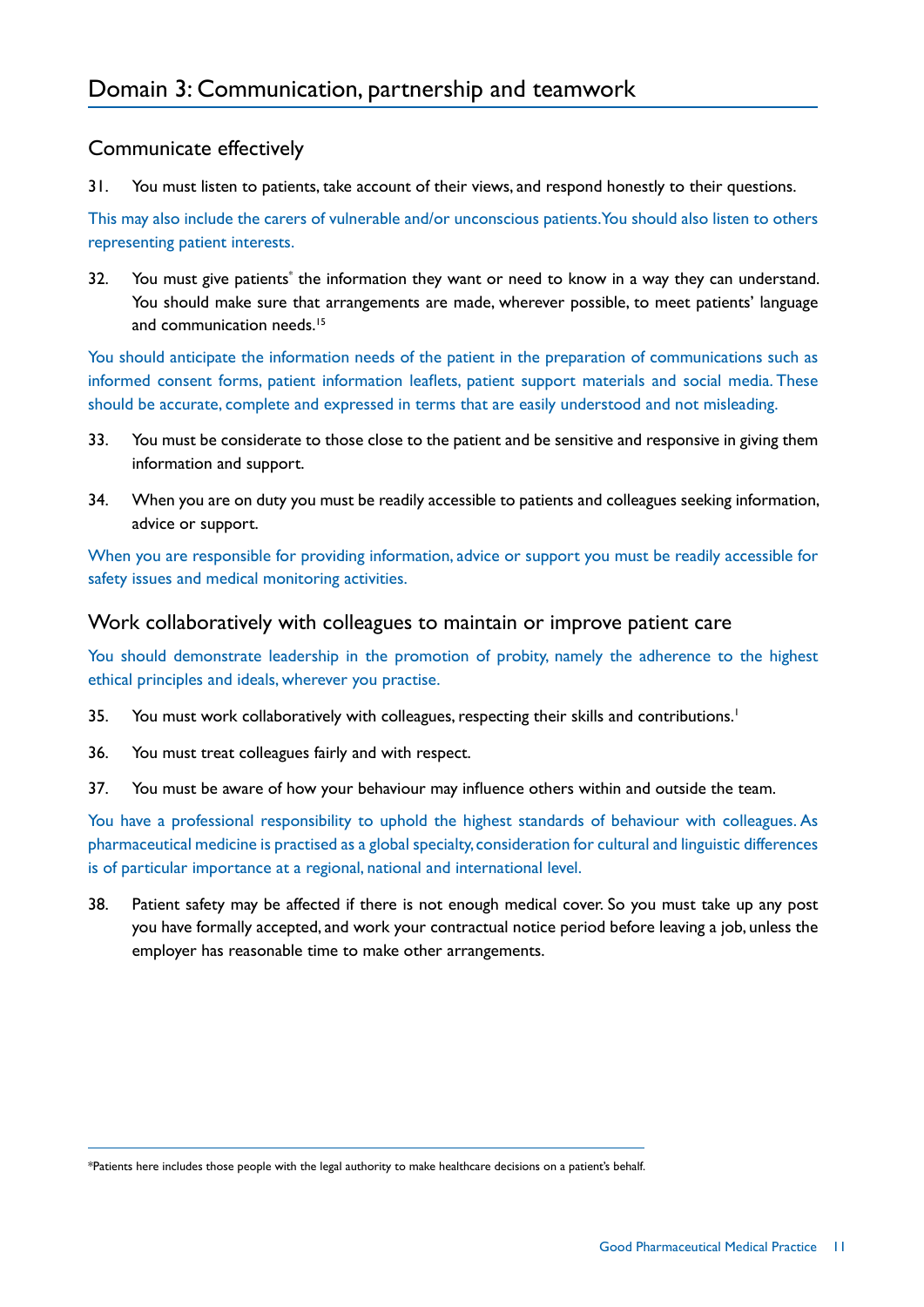# Domain 3: Communication, partnership and teamwork

## Communicate effectively

31. You must listen to patients, take account of their views, and respond honestly to their questions.

This may also include the carers of vulnerable and/or unconscious patients. You should also listen to others representing patient interests.

32. You must give patients* the information they want or need to know in a way they can understand. You should make sure that arrangements are made, wherever possible, to meet patients' language and communication needs.[15]

You should anticipate the information needs of the patient in the preparation of communications such as informed consent forms, patient information leaflets, patient support materials and social media. These should be accurate, complete and expressed in terms that are easily understood and not misleading.

33. You must be considerate to those close to the patient and be sensitive and responsive in giving them information and support.

34. When you are on duty you must be readily accessible to patients and colleagues seeking information, advice or support.

When you are responsible for providing information, advice or support you must be readily accessible for safety issues and medical monitoring activities.

## Work collaboratively with colleagues to maintain or improve patient care

You should demonstrate leadership in the promotion of probity, namely the adherence to the highest ethical principles and ideals, wherever you practise.

35. You must work collaboratively with colleagues, respecting their skills and contributions.[1]

36. You must treat colleagues fairly and with respect.

37. You must be aware of how your behaviour may influence others within and outside the team.

You have a professional responsibility to uphold the highest standards of behaviour with colleagues. As pharmaceutical medicine is practised as a global specialty, consideration for cultural and linguistic differences is of particular importance at a regional, national and international level.

38. Patient safety may be affected if there is not enough medical cover. So you must take up any post you have formally accepted, and work your contractual notice period before leaving a job, unless the employer has reasonable time to make other arrangements.

---

*Patients here includes those people with the legal authority to make healthcare decisions on a patient's behalf.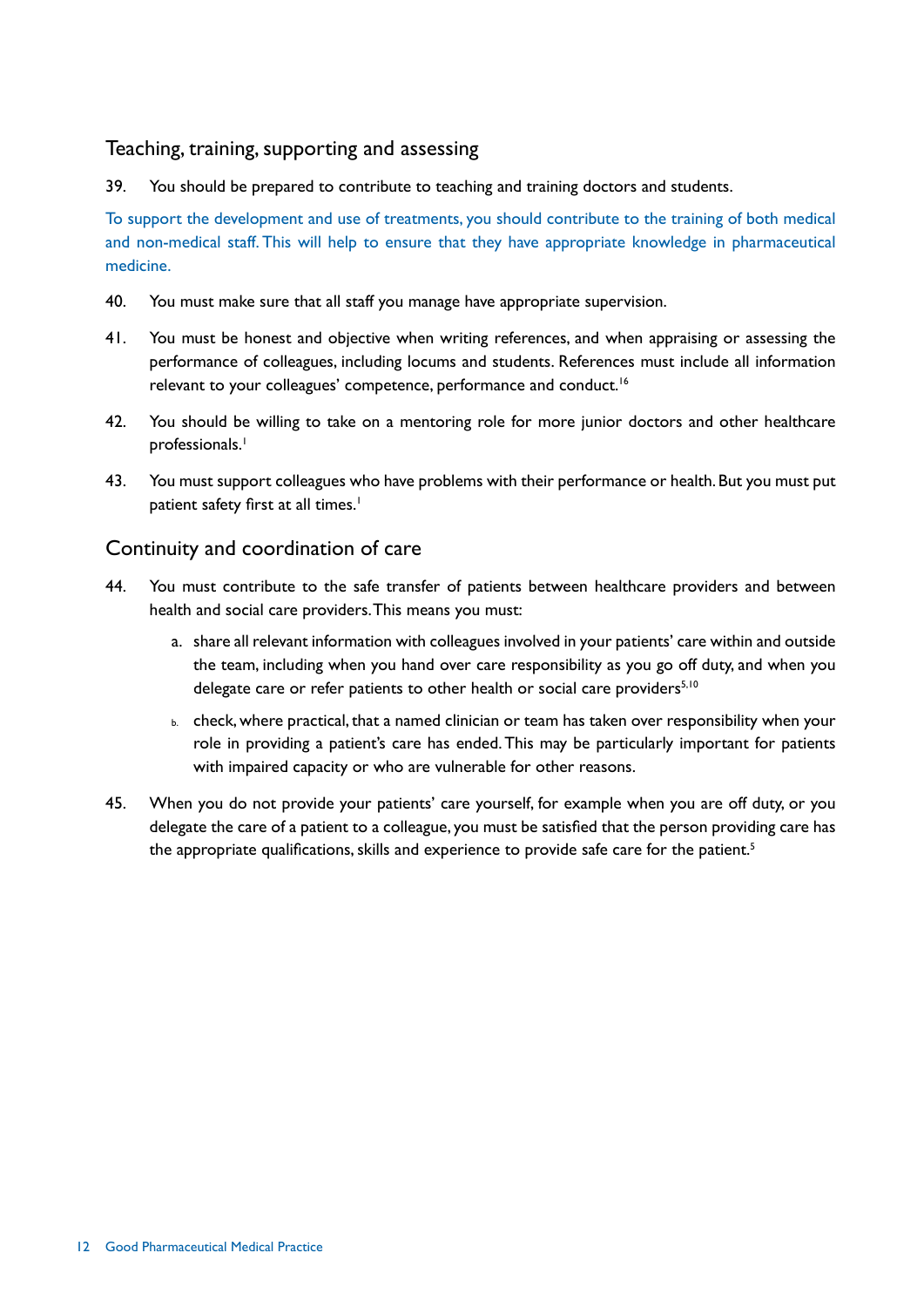## Teaching, training, supporting and assessing

39. You should be prepared to contribute to teaching and training doctors and students.

To support the development and use of treatments, you should contribute to the training of both medical and non-medical staff. This will help to ensure that they have appropriate knowledge in pharmaceutical medicine.

40. You must make sure that all staff you manage have appropriate supervision.

41. You must be honest and objective when writing references, and when appraising or assessing the performance of colleagues, including locums and students. References must include all information relevant to your colleagues' competence, performance and conduct.[16]

42. You should be willing to take on a mentoring role for more junior doctors and other healthcare professionals.[1]

43. You must support colleagues who have problems with their performance or health. But you must put patient safety first at all times.[1]

## Continuity and coordination of care

44. You must contribute to the safe transfer of patients between healthcare providers and between health and social care providers. This means you must:

    a. share all relevant information with colleagues involved in your patients' care within and outside the team, including when you hand over care responsibility as you go off duty, and when you delegate care or refer patients to other health or social care providers[5,10]

    b. check, where practical, that a named clinician or team has taken over responsibility when your role in providing a patient's care has ended. This may be particularly important for patients with impaired capacity or who are vulnerable for other reasons.

45. When you do not provide your patients' care yourself, for example when you are off duty, or you delegate the care of a patient to a colleague, you must be satisfied that the person providing care has the appropriate qualifications, skills and experience to provide safe care for the patient.[5]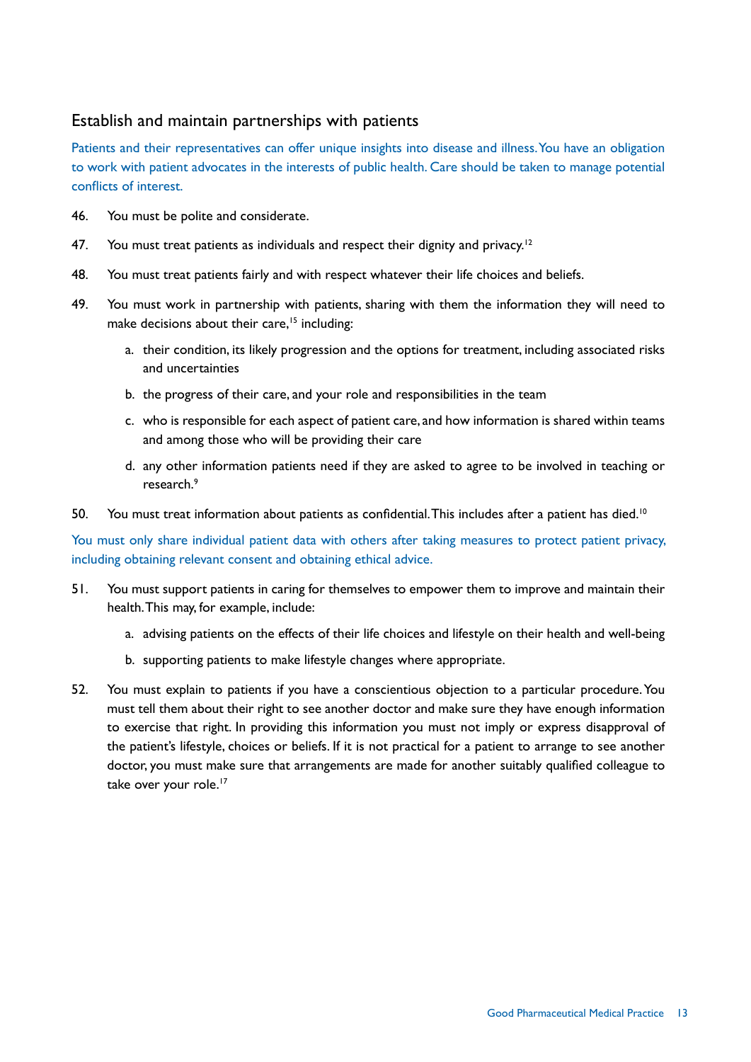## Establish and maintain partnerships with patients

Patients and their representatives can offer unique insights into disease and illness. You have an obligation to work with patient advocates in the interests of public health. Care should be taken to manage potential conflicts of interest.

46. You must be polite and considerate.

47. You must treat patients as individuals and respect their dignity and privacy.[12]

48. You must treat patients fairly and with respect whatever their life choices and beliefs.

49. You must work in partnership with patients, sharing with them the information they will need to make decisions about their care,[15] including:

    a. their condition, its likely progression and the options for treatment, including associated risks and uncertainties

    b. the progress of their care, and your role and responsibilities in the team

    c. who is responsible for each aspect of patient care, and how information is shared within teams and among those who will be providing their care

    d. any other information patients need if they are asked to agree to be involved in teaching or research.[9]

50. You must treat information about patients as confidential. This includes after a patient has died.[10]

You must only share individual patient data with others after taking measures to protect patient privacy, including obtaining relevant consent and obtaining ethical advice.

51. You must support patients in caring for themselves to empower them to improve and maintain their health. This may, for example, include:

    a. advising patients on the effects of their life choices and lifestyle on their health and well-being

    b. supporting patients to make lifestyle changes where appropriate.

52. You must explain to patients if you have a conscientious objection to a particular procedure. You must tell them about their right to see another doctor and make sure they have enough information to exercise that right. In providing this information you must not imply or express disapproval of the patient's lifestyle, choices or beliefs. If it is not practical for a patient to arrange to see another doctor, you must make sure that arrangements are made for another suitably qualified colleague to take over your role.[17]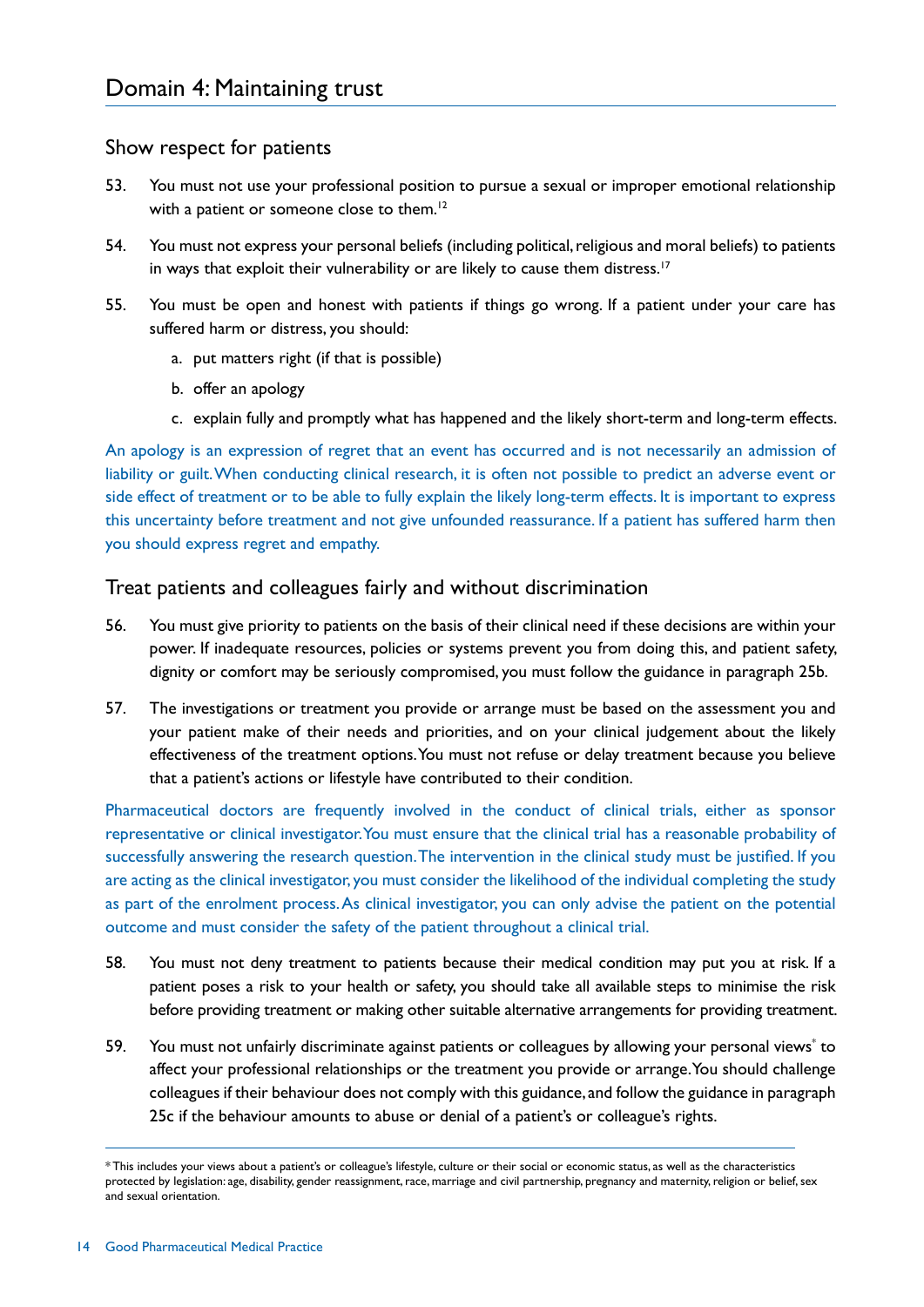## Domain 4: Maintaining trust

### Show respect for patients

53. You must not use your professional position to pursue a sexual or improper emotional relationship with a patient or someone close to them.[12]

54. You must not express your personal beliefs (including political, religious and moral beliefs) to patients in ways that exploit their vulnerability or are likely to cause them distress.[17]

55. You must be open and honest with patients if things go wrong. If a patient under your care has suffered harm or distress, you should:

    a. put matters right (if that is possible)

    b. offer an apology

    c. explain fully and promptly what has happened and the likely short-term and long-term effects.

An apology is an expression of regret that an event has occurred and is not necessarily an admission of liability or guilt. When conducting clinical research, it is often not possible to predict an adverse event or side effect of treatment or to be able to fully explain the likely long-term effects. It is important to express this uncertainty before treatment and not give unfounded reassurance. If a patient has suffered harm then you should express regret and empathy.

### Treat patients and colleagues fairly and without discrimination

56. You must give priority to patients on the basis of their clinical need if these decisions are within your power. If inadequate resources, policies or systems prevent you from doing this, and patient safety, dignity or comfort may be seriously compromised, you must follow the guidance in paragraph 25b.

57. The investigations or treatment you provide or arrange must be based on the assessment you and your patient make of their needs and priorities, and on your clinical judgement about the likely effectiveness of the treatment options. You must not refuse or delay treatment because you believe that a patient's actions or lifestyle have contributed to their condition.

Pharmaceutical doctors are frequently involved in the conduct of clinical trials, either as sponsor representative or clinical investigator. You must ensure that the clinical trial has a reasonable probability of successfully answering the research question. The intervention in the clinical study must be justified. If you are acting as the clinical investigator, you must consider the likelihood of the individual completing the study as part of the enrolment process. As clinical investigator, you can only advise the patient on the potential outcome and must consider the safety of the patient throughout a clinical trial.

58. You must not deny treatment to patients because their medical condition may put you at risk. If a patient poses a risk to your health or safety, you should take all available steps to minimise the risk before providing treatment or making other suitable alternative arrangements for providing treatment.

59. You must not unfairly discriminate against patients or colleagues by allowing your personal views* to affect your professional relationships or the treatment you provide or arrange. You should challenge colleagues if their behaviour does not comply with this guidance, and follow the guidance in paragraph 25c if the behaviour amounts to abuse or denial of a patient's or colleague's rights.

---

* This includes your views about a patient's or colleague's lifestyle, culture or their social or economic status, as well as the characteristics protected by legislation: age, disability, gender reassignment, race, marriage and civil partnership, pregnancy and maternity, religion or belief, sex and sexual orientation.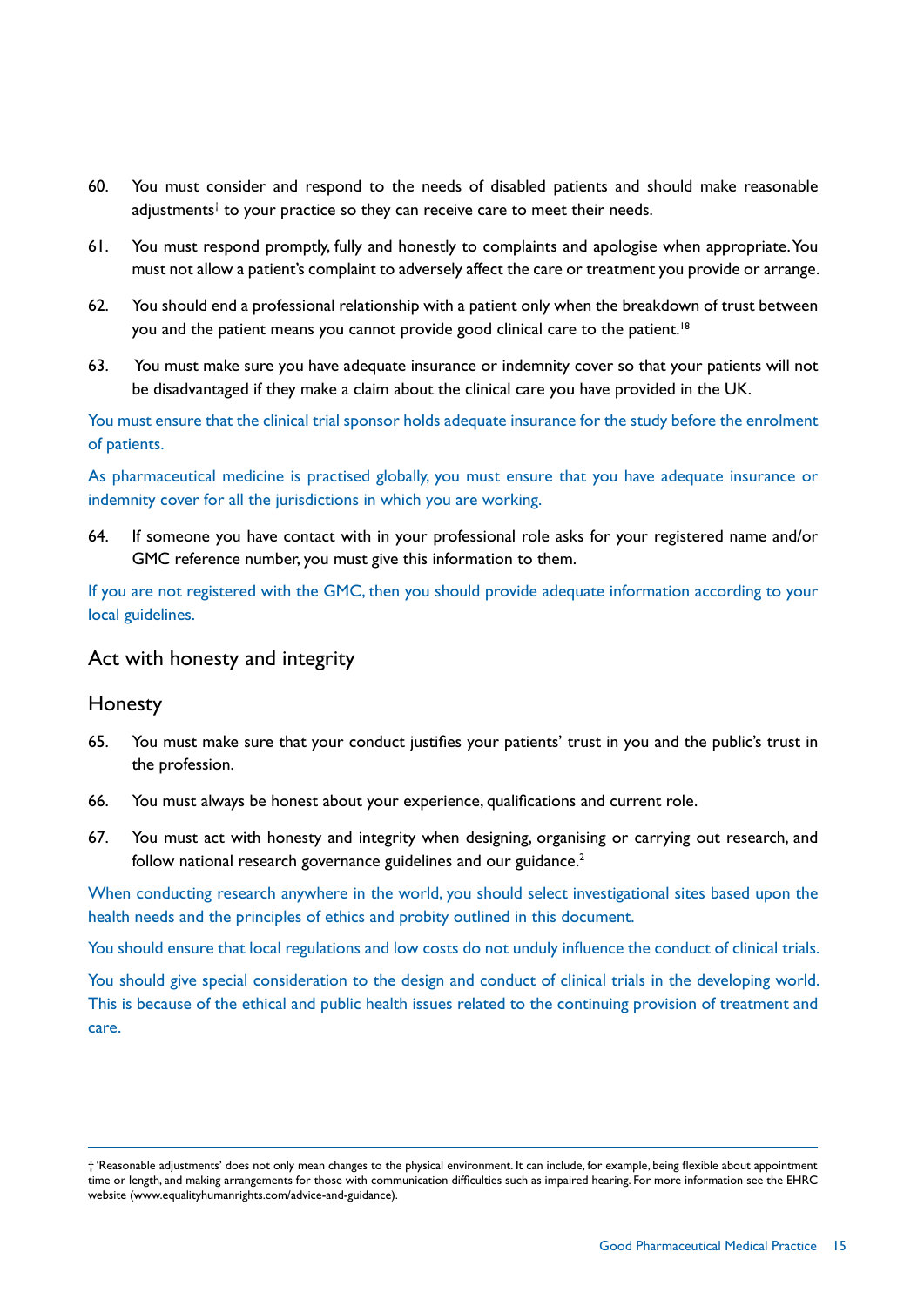60. You must consider and respond to the needs of disabled patients and should make reasonable adjustments† to your practice so they can receive care to meet their needs.

61. You must respond promptly, fully and honestly to complaints and apologise when appropriate. You must not allow a patient's complaint to adversely affect the care or treatment you provide or arrange.

62. You should end a professional relationship with a patient only when the breakdown of trust between you and the patient means you cannot provide good clinical care to the patient.[18]

63. You must make sure you have adequate insurance or indemnity cover so that your patients will not be disadvantaged if they make a claim about the clinical care you have provided in the UK.

You must ensure that the clinical trial sponsor holds adequate insurance for the study before the enrolment of patients.

As pharmaceutical medicine is practised globally, you must ensure that you have adequate insurance or indemnity cover for all the jurisdictions in which you are working.

64. If someone you have contact with in your professional role asks for your registered name and/or GMC reference number, you must give this information to them.

If you are not registered with the GMC, then you should provide adequate information according to your local guidelines.

## Act with honesty and integrity

### Honesty

65. You must make sure that your conduct justifies your patients' trust in you and the public's trust in the profession.

66. You must always be honest about your experience, qualifications and current role.

67. You must act with honesty and integrity when designing, organising or carrying out research, and follow national research governance guidelines and our guidance.[2]

When conducting research anywhere in the world, you should select investigational sites based upon the health needs and the principles of ethics and probity outlined in this document.

You should ensure that local regulations and low costs do not unduly influence the conduct of clinical trials.

You should give special consideration to the design and conduct of clinical trials in the developing world. This is because of the ethical and public health issues related to the continuing provision of treatment and care.

---

† 'Reasonable adjustments' does not only mean changes to the physical environment. It can include, for example, being flexible about appointment time or length, and making arrangements for those with communication difficulties such as impaired hearing. For more information see the EHRC website (www.equalityhumanrights.com/advice-and-guidance).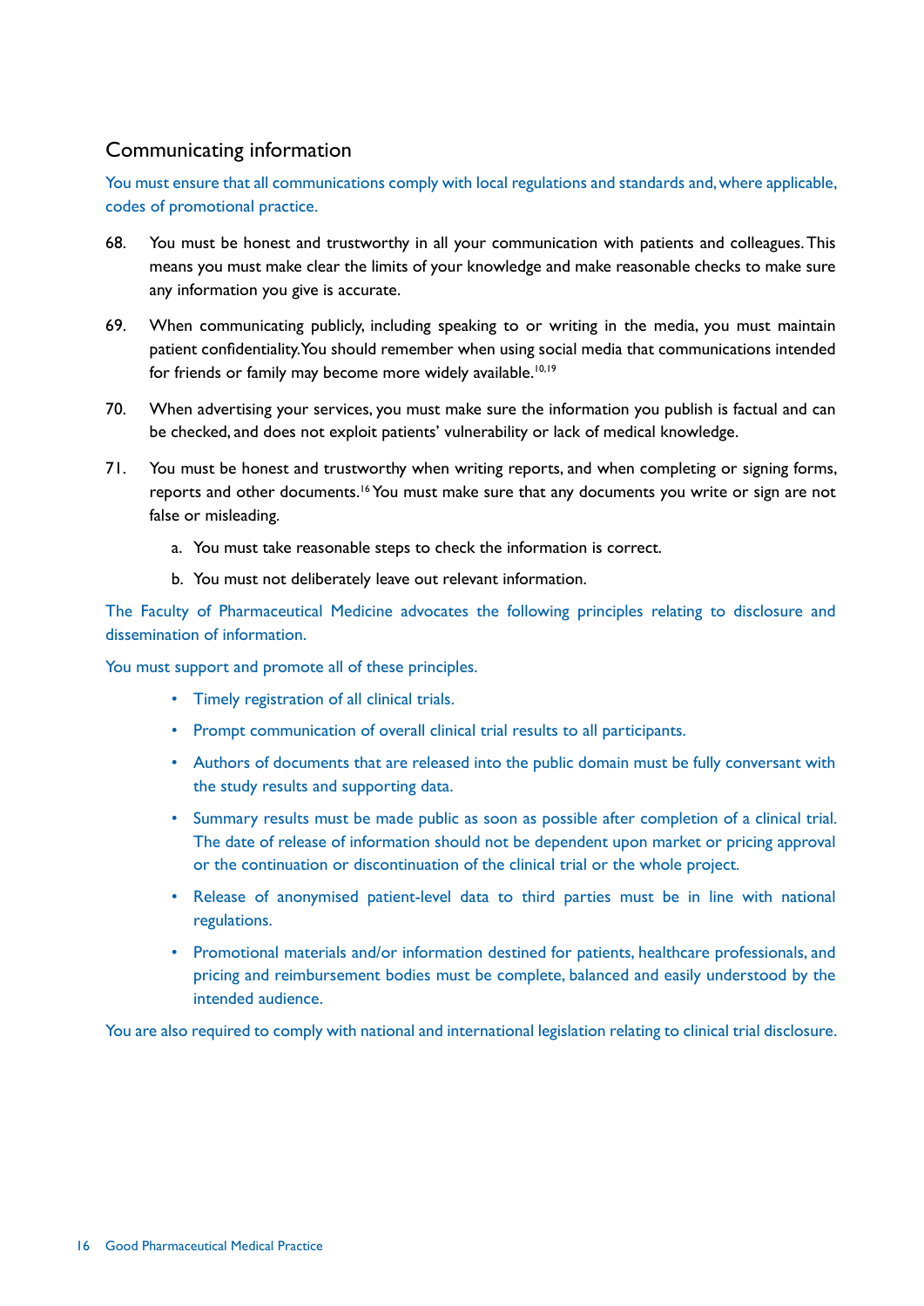## Communicating information

You must ensure that all communications comply with local regulations and standards and, where applicable, codes of promotional practice.

68. You must be honest and trustworthy in all your communication with patients and colleagues. This means you must make clear the limits of your knowledge and make reasonable checks to make sure any information you give is accurate.

69. When communicating publicly, including speaking to or writing in the media, you must maintain patient confidentiality. You should remember when using social media that communications intended for friends or family may become more widely available.[10,19]

70. When advertising your services, you must make sure the information you publish is factual and can be checked, and does not exploit patients' vulnerability or lack of medical knowledge.

71. You must be honest and trustworthy when writing reports, and when completing or signing forms, reports and other documents.[16] You must make sure that any documents you write or sign are not false or misleading.

    a. You must take reasonable steps to check the information is correct.

    b. You must not deliberately leave out relevant information.

The Faculty of Pharmaceutical Medicine advocates the following principles relating to disclosure and dissemination of information.

You must support and promote all of these principles.

- Timely registration of all clinical trials.
- Prompt communication of overall clinical trial results to all participants.
- Authors of documents that are released into the public domain must be fully conversant with the study results and supporting data.
- Summary results must be made public as soon as possible after completion of a clinical trial. The date of release of information should not be dependent upon market or pricing approval or the continuation or discontinuation of the clinical trial or the whole project.
- Release of anonymised patient-level data to third parties must be in line with national regulations.
- Promotional materials and/or information destined for patients, healthcare professionals, and pricing and reimbursement bodies must be complete, balanced and easily understood by the intended audience.

You are also required to comply with national and international legislation relating to clinical trial disclosure.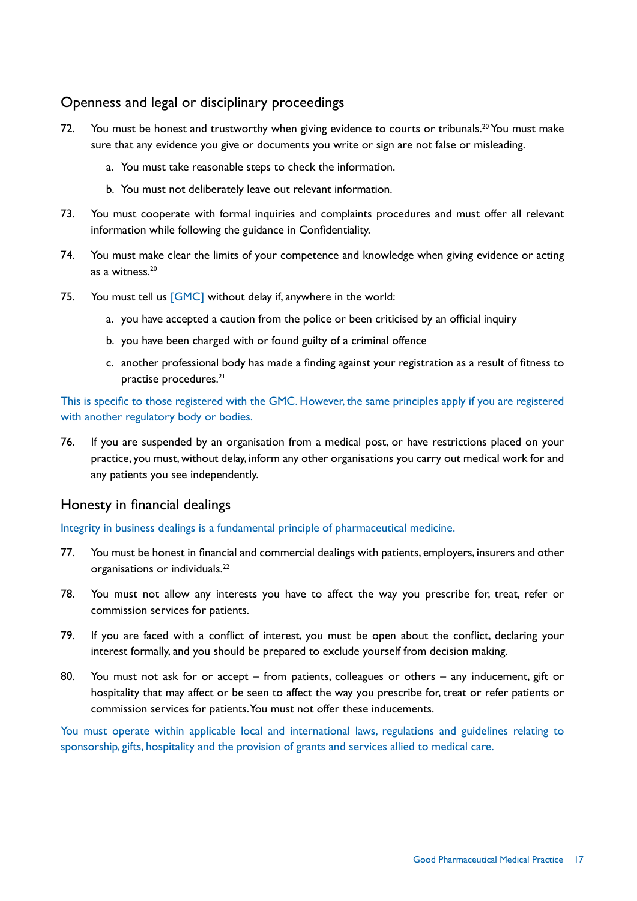## Openness and legal or disciplinary proceedings

72. You must be honest and trustworthy when giving evidence to courts or tribunals.[20] You must make sure that any evidence you give or documents you write or sign are not false or misleading.
    a. You must take reasonable steps to check the information.
    b. You must not deliberately leave out relevant information.

73. You must cooperate with formal inquiries and complaints procedures and must offer all relevant information while following the guidance in Confidentiality.

74. You must make clear the limits of your competence and knowledge when giving evidence or acting as a witness.[20]

75. You must tell us [GMC] without delay if, anywhere in the world:
    a. you have accepted a caution from the police or been criticised by an official inquiry
    b. you have been charged with or found guilty of a criminal offence
    c. another professional body has made a finding against your registration as a result of fitness to practise procedures.[21]

This is specific to those registered with the GMC. However, the same principles apply if you are registered with another regulatory body or bodies.

76. If you are suspended by an organisation from a medical post, or have restrictions placed on your practice, you must, without delay, inform any other organisations you carry out medical work for and any patients you see independently.

## Honesty in financial dealings

Integrity in business dealings is a fundamental principle of pharmaceutical medicine.

77. You must be honest in financial and commercial dealings with patients, employers, insurers and other organisations or individuals.[22]

78. You must not allow any interests you have to affect the way you prescribe for, treat, refer or commission services for patients.

79. If you are faced with a conflict of interest, you must be open about the conflict, declaring your interest formally, and you should be prepared to exclude yourself from decision making.

80. You must not ask for or accept – from patients, colleagues or others – any inducement, gift or hospitality that may affect or be seen to affect the way you prescribe for, treat or refer patients or commission services for patients. You must not offer these inducements.

You must operate within applicable local and international laws, regulations and guidelines relating to sponsorship, gifts, hospitality and the provision of grants and services allied to medical care.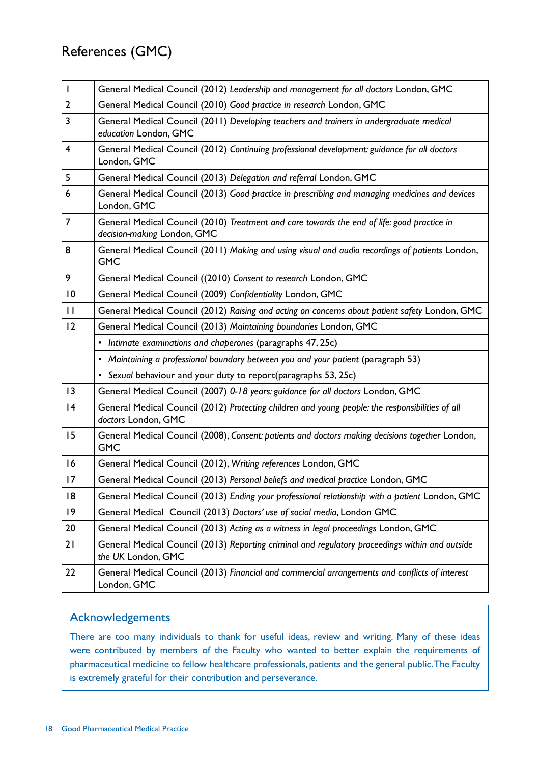## References (GMC)

| | |
|---|---|
| 1 | General Medical Council (2012) *Leadership and management for all doctors* London, GMC |
| 2 | General Medical Council (2010) *Good practice in research* London, GMC |
| 3 | General Medical Council (2011) *Developing teachers and trainers in undergraduate medical education* London, GMC |
| 4 | General Medical Council (2012) *Continuing professional development: guidance for all doctors* London, GMC |
| 5 | General Medical Council (2013) *Delegation and referral* London, GMC |
| 6 | General Medical Council (2013) *Good practice in prescribing and managing medicines and devices* London, GMC |
| 7 | General Medical Council (2010) *Treatment and care towards the end of life: good practice in decision-making* London, GMC |
| 8 | General Medical Council (2011) *Making and using visual and audio recordings of patients* London, GMC |
| 9 | General Medical Council ((2010) *Consent to research* London, GMC |
| 10 | General Medical Council (2009) *Confidentiality* London, GMC |
| 11 | General Medical Council (2012) *Raising and acting on concerns about patient safety* London, GMC |
| 12 | General Medical Council (2013) *Maintaining boundaries* London, GMC |
| | • *Intimate examinations and chaperones* (paragraphs 47, 25c) |
| | • *Maintaining a professional boundary between you and your patient* (paragraph 53) |
| | • *Sexual* behaviour and your duty to report(paragraphs 53, 25c) |
| 13 | General Medical Council (2007) *0-18 years: guidance for all doctors* London, GMC |
| 14 | General Medical Council (2012) *Protecting children and young people: the responsibilities of all doctors* London, GMC |
| 15 | General Medical Council (2008), *Consent: patients and doctors making decisions together* London, GMC |
| 16 | General Medical Council (2012), *Writing references* London, GMC |
| 17 | General Medical Council (2013) *Personal beliefs and medical practice* London, GMC |
| 18 | General Medical Council (2013) *Ending your professional relationship with a patient* London, GMC |
| 19 | General Medical Council (2013) *Doctors' use of social media*, London GMC |
| 20 | General Medical Council (2013) *Acting as a witness in legal proceedings* London, GMC |
| 21 | General Medical Council (2013) *Reporting criminal and regulatory proceedings within and outside the UK* London, GMC |
| 22 | General Medical Council (2013) *Financial and commercial arrangements and conflicts of interest* London, GMC |

### Acknowledgements

There are too many individuals to thank for useful ideas, review and writing. Many of these ideas were contributed by members of the Faculty who wanted to better explain the requirements of pharmaceutical medicine to fellow healthcare professionals, patients and the general public. The Faculty is extremely grateful for their contribution and perseverance.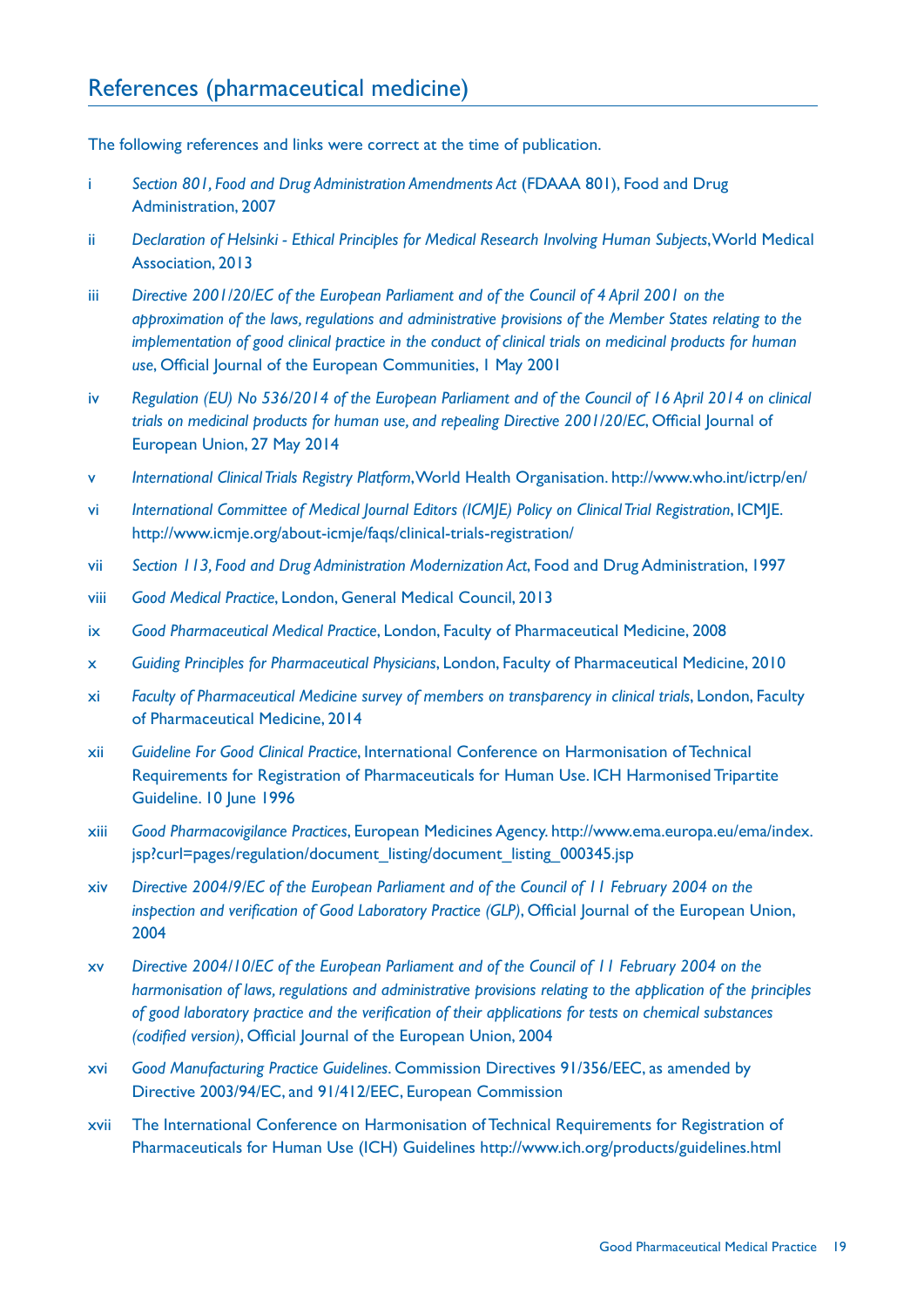## References (pharmaceutical medicine)

The following references and links were correct at the time of publication.

i *Section 801, Food and Drug Administration Amendments Act* (FDAAA 801), Food and Drug Administration, 2007

ii *Declaration of Helsinki - Ethical Principles for Medical Research Involving Human Subjects*, World Medical Association, 2013

iii *Directive 2001/20/EC of the European Parliament and of the Council of 4 April 2001 on the approximation of the laws, regulations and administrative provisions of the Member States relating to the implementation of good clinical practice in the conduct of clinical trials on medicinal products for human use*, Official Journal of the European Communities, 1 May 2001

iv *Regulation (EU) No 536/2014 of the European Parliament and of the Council of 16 April 2014 on clinical trials on medicinal products for human use, and repealing Directive 2001/20/EC*, Official Journal of European Union, 27 May 2014

v *International Clinical Trials Registry Platform*, World Health Organisation. http://www.who.int/ictrp/en/

vi *International Committee of Medical Journal Editors (ICMJE) Policy on Clinical Trial Registration*, ICMJE. http://www.icmje.org/about-icmje/faqs/clinical-trials-registration/

vii *Section 113, Food and Drug Administration Modernization Act*, Food and Drug Administration, 1997

viii *Good Medical Practice*, London, General Medical Council, 2013

ix *Good Pharmaceutical Medical Practice*, London, Faculty of Pharmaceutical Medicine, 2008

x *Guiding Principles for Pharmaceutical Physicians*, London, Faculty of Pharmaceutical Medicine, 2010

xi *Faculty of Pharmaceutical Medicine survey of members on transparency in clinical trials*, London, Faculty of Pharmaceutical Medicine, 2014

xii *Guideline For Good Clinical Practice*, International Conference on Harmonisation of Technical Requirements for Registration of Pharmaceuticals for Human Use. ICH Harmonised Tripartite Guideline. 10 June 1996

xiii *Good Pharmacovigilance Practices*, European Medicines Agency. http://www.ema.europa.eu/ema/index.jsp?curl=pages/regulation/document_listing/document_listing_000345.jsp

xiv *Directive 2004/9/EC of the European Parliament and of the Council of 11 February 2004 on the inspection and verification of Good Laboratory Practice (GLP)*, Official Journal of the European Union, 2004

xv *Directive 2004/10/EC of the European Parliament and of the Council of 11 February 2004 on the harmonisation of laws, regulations and administrative provisions relating to the application of the principles of good laboratory practice and the verification of their applications for tests on chemical substances (codified version)*, Official Journal of the European Union, 2004

xvi *Good Manufacturing Practice Guidelines*. Commission Directives 91/356/EEC, as amended by Directive 2003/94/EC, and 91/412/EEC, European Commission

xvii The International Conference on Harmonisation of Technical Requirements for Registration of Pharmaceuticals for Human Use (ICH) Guidelines http://www.ich.org/products/guidelines.html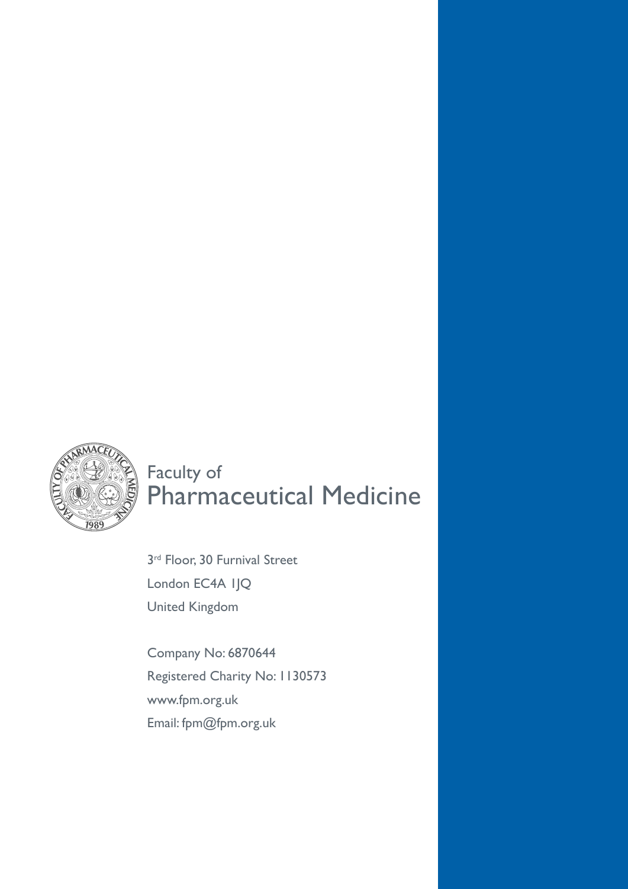Faculty of
Pharmaceutical Medicine

3rd Floor, 30 Furnival Street
London EC4A 1JQ
United Kingdom

Company No: 6870644
Registered Charity No: 1130573
www.fpm.org.uk
Email: fpm@fpm.org.uk